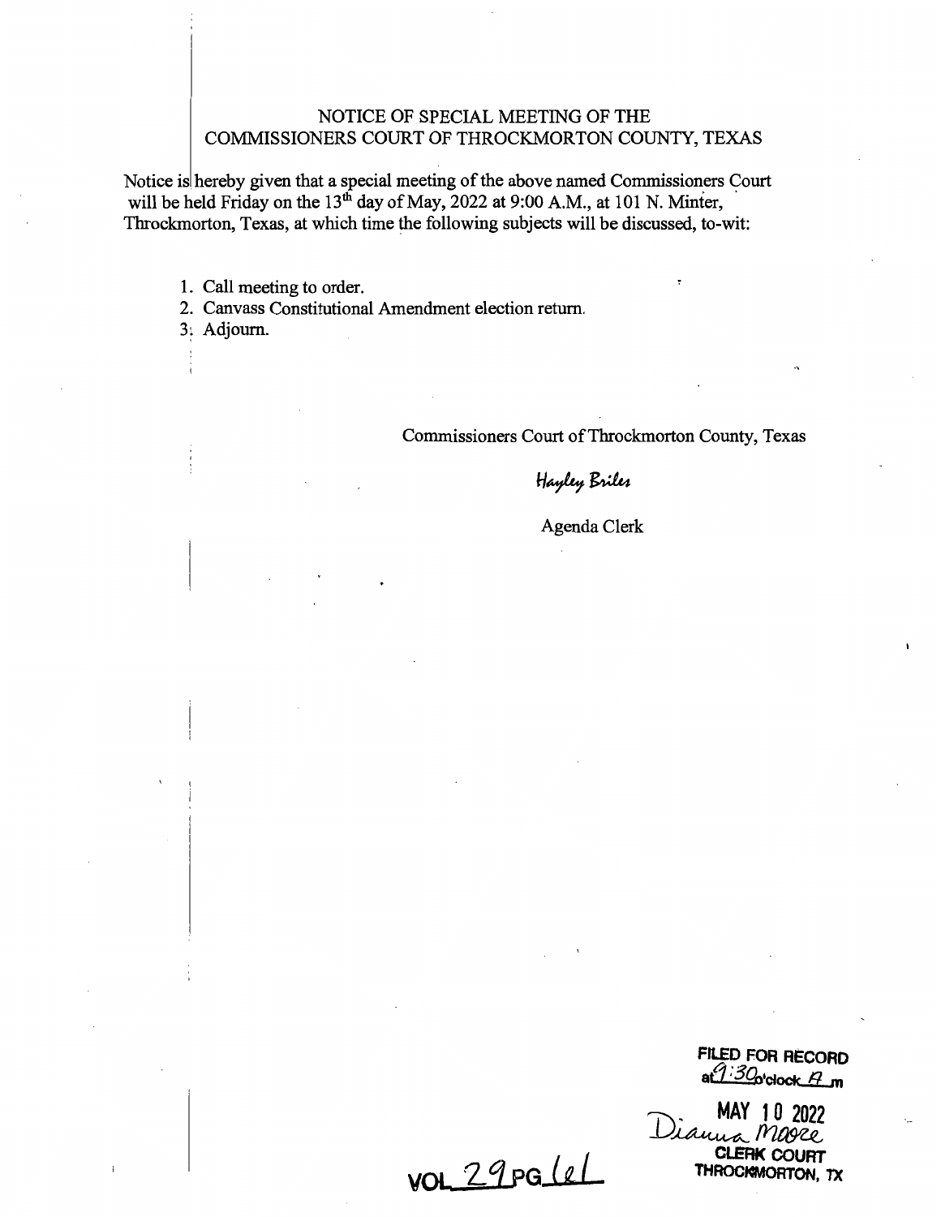# NOTICE OF SPECIAL MEETING OF THE COMMISSIONERS COURT OF THROCKMORTON COUNTY, TEXAS

Notice is hereby given that a special meeting of the above named Commissioners Court will be held Friday on the 13th day of May, 2022 at 9:00 A.M., at 101 N. Minter, Throckmorton, Texas, at which time the following subjects will be discussed, to-wit:

1. Call meeting to order.
2. Canvass Constitutional Amendment election return.
3. Adjourn.

Commissioners Court of Throckmorton County, Texas

*Hayley Briles*

Agenda Clerk

FILED FOR RECORD
at 9:30 o'clock A m

MAY 10 2022
*Dianna Moore*
CLERK COURT
THROCKMORTON, TX

VOL 29 PG 61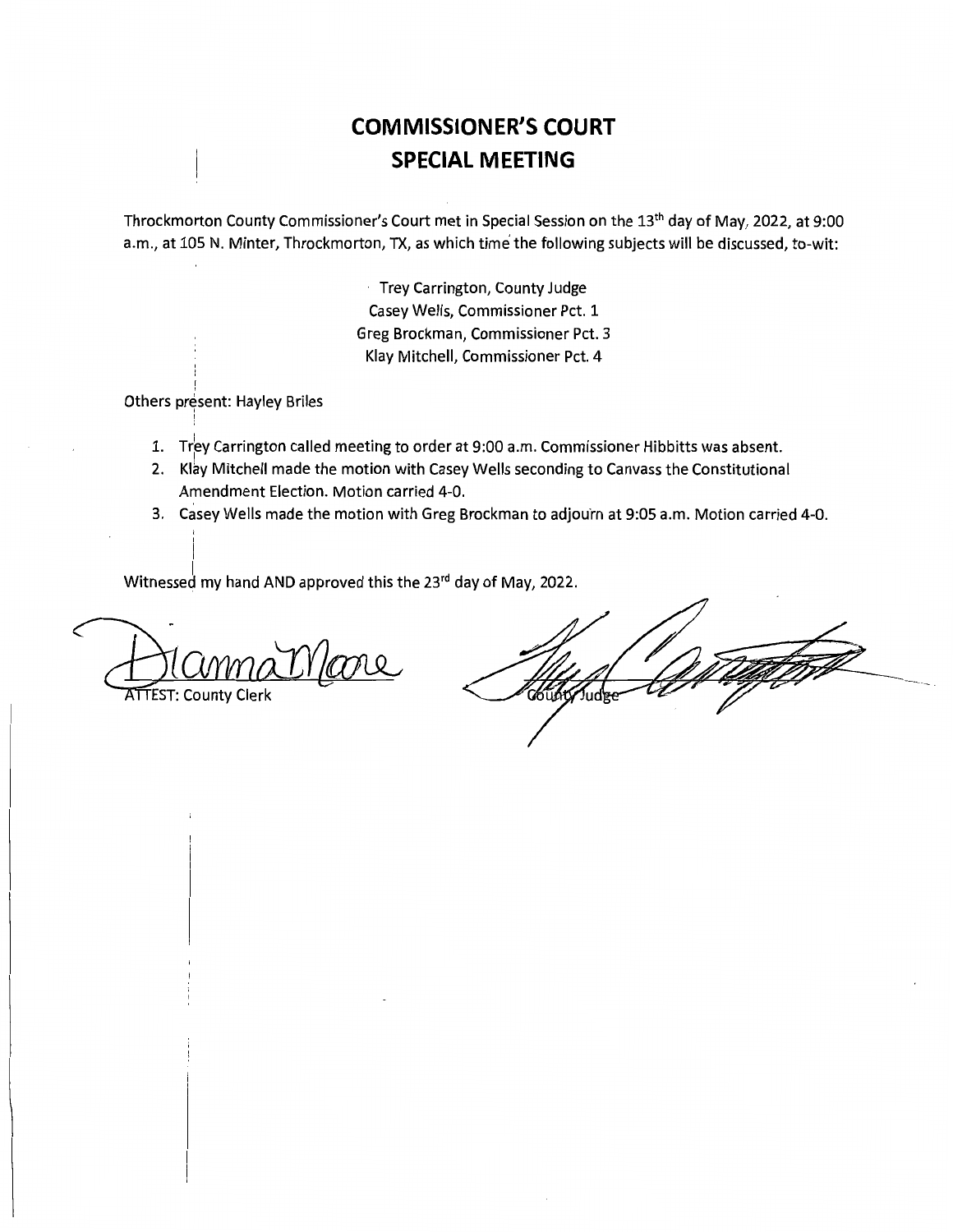# COMMISSIONER'S COURT
# SPECIAL MEETING

Throckmorton County Commissioner's Court met in Special Session on the 13th day of May, 2022, at 9:00 a.m., at 105 N. Minter, Throckmorton, TX, as which time the following subjects will be discussed, to-wit:

Trey Carrington, County Judge
Casey Wells, Commissioner Pct. 1
Greg Brockman, Commissioner Pct. 3
Klay Mitchell, Commissioner Pct. 4

Others present: Hayley Briles

1. Trey Carrington called meeting to order at 9:00 a.m. Commissioner Hibbitts was absent.
2. Klay Mitchell made the motion with Casey Wells seconding to Canvass the Constitutional Amendment Election. Motion carried 4-0.
3. Casey Wells made the motion with Greg Brockman to adjourn at 9:05 a.m. Motion carried 4-0.

Witnessed my hand AND approved this the 23rd day of May, 2022.

ATTEST: County Clerk

County Judge